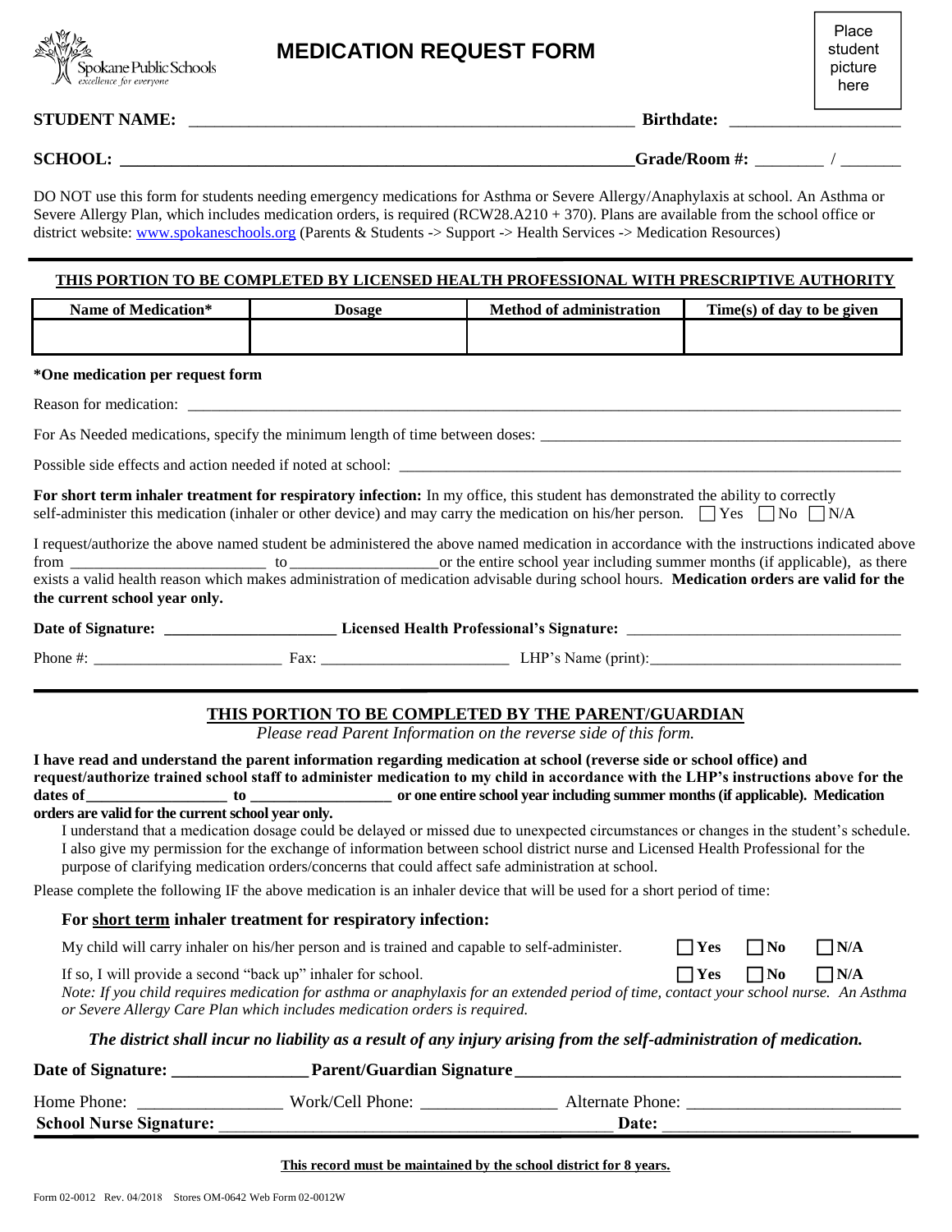Spokane Public Schools
*excellence for everyone*

# MEDICATION REQUEST FORM

Place student picture here

**STUDENT NAME:** ____________________________________________________ **Birthdate:** ____________________

**SCHOOL:** ____________________________________________________________ **Grade/Room #:** ________ / _______

DO NOT use this form for students needing emergency medications for Asthma or Severe Allergy/Anaphylaxis at school. An Asthma or Severe Allergy Plan, which includes medication orders, is required (RCW28.A210 + 370). Plans are available from the school office or district website: www.spokaneschools.org (Parents & Students -> Support -> Health Services -> Medication Resources)

## THIS PORTION TO BE COMPLETED BY LICENSED HEALTH PROFESSIONAL WITH PRESCRIPTIVE AUTHORITY

| Name of Medication* | Dosage | Method of administration | Time(s) of day to be given |
|---|---|---|---|
| | | | |

**\*One medication per request form**

Reason for medication: ________________________________________________________________________________

For As Needed medications, specify the minimum length of time between doses: ____________________________________________

Possible side effects and action needed if noted at school: _________________________________________________________

**For short term inhaler treatment for respiratory infection:** In my office, this student has demonstrated the ability to correctly self-administer this medication (inhaler or other device) and may carry the medication on his/her person. ☐ Yes ☐ No ☐ N/A

I request/authorize the above named student be administered the above named medication in accordance with the instructions indicated above from ________________________ to __________________or the entire school year including summer months (if applicable), as there exists a valid health reason which makes administration of medication advisable during school hours. **Medication orders are valid for the current school year only.**

**Date of Signature:** _____________________ **Licensed Health Professional's Signature:** ___________________________________

Phone #: ________________________ Fax: ________________________ LHP's Name (print):________________________________

## THIS PORTION TO BE COMPLETED BY THE PARENT/GUARDIAN

*Please read Parent Information on the reverse side of this form.*

**I have read and understand the parent information regarding medication at school (reverse side or school office) and request/authorize trained school staff to administer medication to my child in accordance with the LHP's instructions above for the dates of__________________ to __________________ or one entire school year including summer months (if applicable). Medication orders are valid for the current school year only.**

I understand that a medication dosage could be delayed or missed due to unexpected circumstances or changes in the student's schedule. I also give my permission for the exchange of information between school district nurse and Licensed Health Professional for the purpose of clarifying medication orders/concerns that could affect safe administration at school.

Please complete the following IF the above medication is an inhaler device that will be used for a short period of time:

### For short term inhaler treatment for respiratory infection:

My child will carry inhaler on his/her person and is trained and capable to self-administer. ☐ **Yes** ☐ **No** ☐ **N/A**

If so, I will provide a second "back up" inhaler for school. ☐ **Yes** ☐ **No** ☐ **N/A**

*Note: If you child requires medication for asthma or anaphylaxis for an extended period of time, contact your school nurse. An Asthma or Severe Allergy Care Plan which includes medication orders is required.*

***The district shall incur no liability as a result of any injury arising from the self-administration of medication.***

**Date of Signature:** _______________ **Parent/Guardian Signature** _____________________________________________

Home Phone: ________________ Work/Cell Phone: _______________ Alternate Phone: ________________________

**School Nurse Signature:** ___________________________________________ **Date:** _____________________

**This record must be maintained by the school district for 8 years.**

Form 02-0012 Rev. 04/2018 Stores OM-0642 Web Form 02-0012W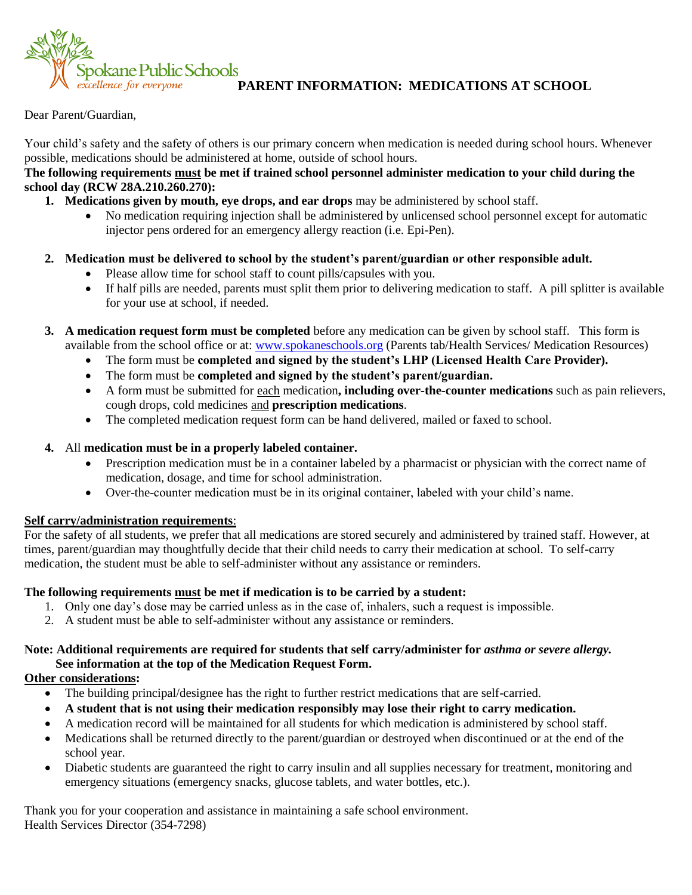Spokane Public Schools
*excellence for everyone*

# PARENT INFORMATION: MEDICATIONS AT SCHOOL

Dear Parent/Guardian,

Your child's safety and the safety of others is our primary concern when medication is needed during school hours. Whenever possible, medications should be administered at home, outside of school hours.

**The following requirements must be met if trained school personnel administer medication to your child during the school day (RCW 28A.210.260.270):**

1. **Medications given by mouth, eye drops, and ear drops** may be administered by school staff.
   - No medication requiring injection shall be administered by unlicensed school personnel except for automatic injector pens ordered for an emergency allergy reaction (i.e. Epi-Pen).

2. **Medication must be delivered to school by the student's parent/guardian or other responsible adult.**
   - Please allow time for school staff to count pills/capsules with you.
   - If half pills are needed, parents must split them prior to delivering medication to staff. A pill splitter is available for your use at school, if needed.

3. **A medication request form must be completed** before any medication can be given by school staff. This form is available from the school office or at: [www.spokaneschools.org](http://www.spokaneschools.org) (Parents tab/Health Services/ Medication Resources)
   - The form must be **completed and signed by the student's LHP (Licensed Health Care Provider).**
   - The form must be **completed and signed by the student's parent/guardian.**
   - A form must be submitted for each medication**, including over-the-counter medications** such as pain relievers, cough drops, cold medicines and **prescription medications**.
   - The completed medication request form can be hand delivered, mailed or faxed to school.

4. All **medication must be in a properly labeled container.**
   - Prescription medication must be in a container labeled by a pharmacist or physician with the correct name of medication, dosage, and time for school administration.
   - Over-the-counter medication must be in its original container, labeled with your child's name.

**Self carry/administration requirements**:

For the safety of all students, we prefer that all medications are stored securely and administered by trained staff. However, at times, parent/guardian may thoughtfully decide that their child needs to carry their medication at school. To self-carry medication, the student must be able to self-administer without any assistance or reminders.

**The following requirements must be met if medication is to be carried by a student:**

1. Only one day's dose may be carried unless as in the case of, inhalers, such a request is impossible.
2. A student must be able to self-administer without any assistance or reminders.

**Note: Additional requirements are required for students that self carry/administer for *asthma or severe allergy.* See information at the top of the Medication Request Form.**

**Other considerations:**

- The building principal/designee has the right to further restrict medications that are self-carried.
- **A student that is not using their medication responsibly may lose their right to carry medication.**
- A medication record will be maintained for all students for which medication is administered by school staff.
- Medications shall be returned directly to the parent/guardian or destroyed when discontinued or at the end of the school year.
- Diabetic students are guaranteed the right to carry insulin and all supplies necessary for treatment, monitoring and emergency situations (emergency snacks, glucose tablets, and water bottles, etc.).

Thank you for your cooperation and assistance in maintaining a safe school environment.
Health Services Director (354-7298)